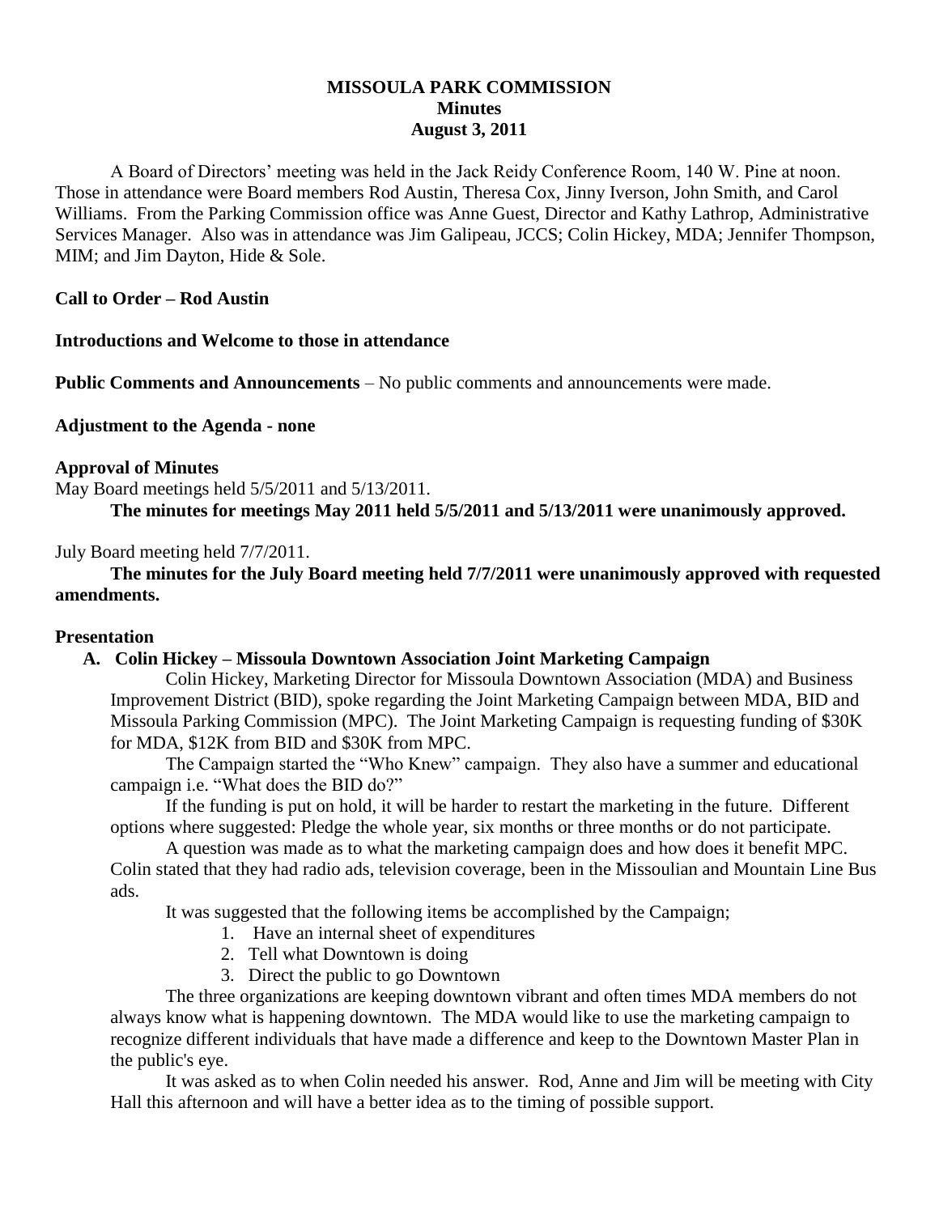# MISSOULA PARK COMMISSION
## Minutes
## August 3, 2011

A Board of Directors' meeting was held in the Jack Reidy Conference Room, 140 W. Pine at noon. Those in attendance were Board members Rod Austin, Theresa Cox, Jinny Iverson, John Smith, and Carol Williams. From the Parking Commission office was Anne Guest, Director and Kathy Lathrop, Administrative Services Manager. Also was in attendance was Jim Galipeau, JCCS; Colin Hickey, MDA; Jennifer Thompson, MIM; and Jim Dayton, Hide & Sole.

**Call to Order – Rod Austin**

**Introductions and Welcome to those in attendance**

**Public Comments and Announcements** – No public comments and announcements were made.

**Adjustment to the Agenda - none**

**Approval of Minutes**

May Board meetings held 5/5/2011 and 5/13/2011.

**The minutes for meetings May 2011 held 5/5/2011 and 5/13/2011 were unanimously approved.**

July Board meeting held 7/7/2011.

**The minutes for the July Board meeting held 7/7/2011 were unanimously approved with requested amendments.**

**Presentation**

**A. Colin Hickey – Missoula Downtown Association Joint Marketing Campaign**

Colin Hickey, Marketing Director for Missoula Downtown Association (MDA) and Business Improvement District (BID), spoke regarding the Joint Marketing Campaign between MDA, BID and Missoula Parking Commission (MPC). The Joint Marketing Campaign is requesting funding of $30K for MDA, $12K from BID and $30K from MPC.

The Campaign started the "Who Knew" campaign. They also have a summer and educational campaign i.e. "What does the BID do?"

If the funding is put on hold, it will be harder to restart the marketing in the future. Different options where suggested: Pledge the whole year, six months or three months or do not participate.

A question was made as to what the marketing campaign does and how does it benefit MPC. Colin stated that they had radio ads, television coverage, been in the Missoulian and Mountain Line Bus ads.

It was suggested that the following items be accomplished by the Campaign;

1. Have an internal sheet of expenditures
2. Tell what Downtown is doing
3. Direct the public to go Downtown

The three organizations are keeping downtown vibrant and often times MDA members do not always know what is happening downtown. The MDA would like to use the marketing campaign to recognize different individuals that have made a difference and keep to the Downtown Master Plan in the public's eye.

It was asked as to when Colin needed his answer. Rod, Anne and Jim will be meeting with City Hall this afternoon and will have a better idea as to the timing of possible support.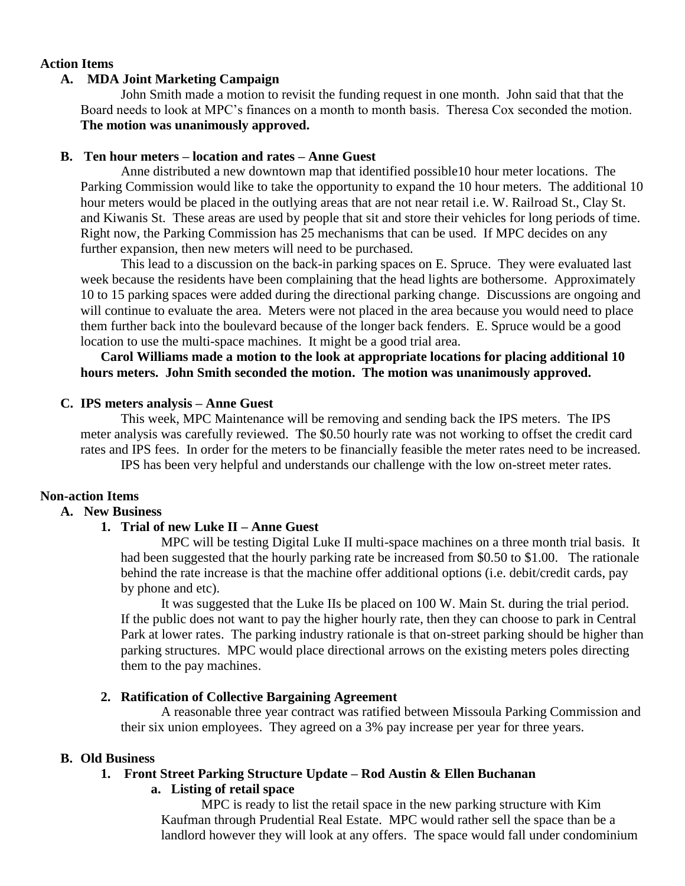**Action Items**

**A. MDA Joint Marketing Campaign**

John Smith made a motion to revisit the funding request in one month. John said that that the Board needs to look at MPC's finances on a month to month basis. Theresa Cox seconded the motion. **The motion was unanimously approved.**

**B. Ten hour meters – location and rates – Anne Guest**

Anne distributed a new downtown map that identified possible10 hour meter locations. The Parking Commission would like to take the opportunity to expand the 10 hour meters. The additional 10 hour meters would be placed in the outlying areas that are not near retail i.e. W. Railroad St., Clay St. and Kiwanis St. These areas are used by people that sit and store their vehicles for long periods of time. Right now, the Parking Commission has 25 mechanisms that can be used. If MPC decides on any further expansion, then new meters will need to be purchased.

This lead to a discussion on the back-in parking spaces on E. Spruce. They were evaluated last week because the residents have been complaining that the head lights are bothersome. Approximately 10 to 15 parking spaces were added during the directional parking change. Discussions are ongoing and will continue to evaluate the area. Meters were not placed in the area because you would need to place them further back into the boulevard because of the longer back fenders. E. Spruce would be a good location to use the multi-space machines. It might be a good trial area.

**Carol Williams made a motion to the look at appropriate locations for placing additional 10 hours meters. John Smith seconded the motion. The motion was unanimously approved.**

**C. IPS meters analysis – Anne Guest**

This week, MPC Maintenance will be removing and sending back the IPS meters. The IPS meter analysis was carefully reviewed. The $0.50 hourly rate was not working to offset the credit card rates and IPS fees. In order for the meters to be financially feasible the meter rates need to be increased.

IPS has been very helpful and understands our challenge with the low on-street meter rates.

**Non-action Items**

**A. New Business**

**1. Trial of new Luke II – Anne Guest**

MPC will be testing Digital Luke II multi-space machines on a three month trial basis. It had been suggested that the hourly parking rate be increased from $0.50 to $1.00. The rationale behind the rate increase is that the machine offer additional options (i.e. debit/credit cards, pay by phone and etc).

It was suggested that the Luke IIs be placed on 100 W. Main St. during the trial period. If the public does not want to pay the higher hourly rate, then they can choose to park in Central Park at lower rates. The parking industry rationale is that on-street parking should be higher than parking structures. MPC would place directional arrows on the existing meters poles directing them to the pay machines.

**2. Ratification of Collective Bargaining Agreement**

A reasonable three year contract was ratified between Missoula Parking Commission and their six union employees. They agreed on a 3% pay increase per year for three years.

**B. Old Business**

**1. Front Street Parking Structure Update – Rod Austin & Ellen Buchanan**

**a. Listing of retail space**

MPC is ready to list the retail space in the new parking structure with Kim Kaufman through Prudential Real Estate. MPC would rather sell the space than be a landlord however they will look at any offers. The space would fall under condominium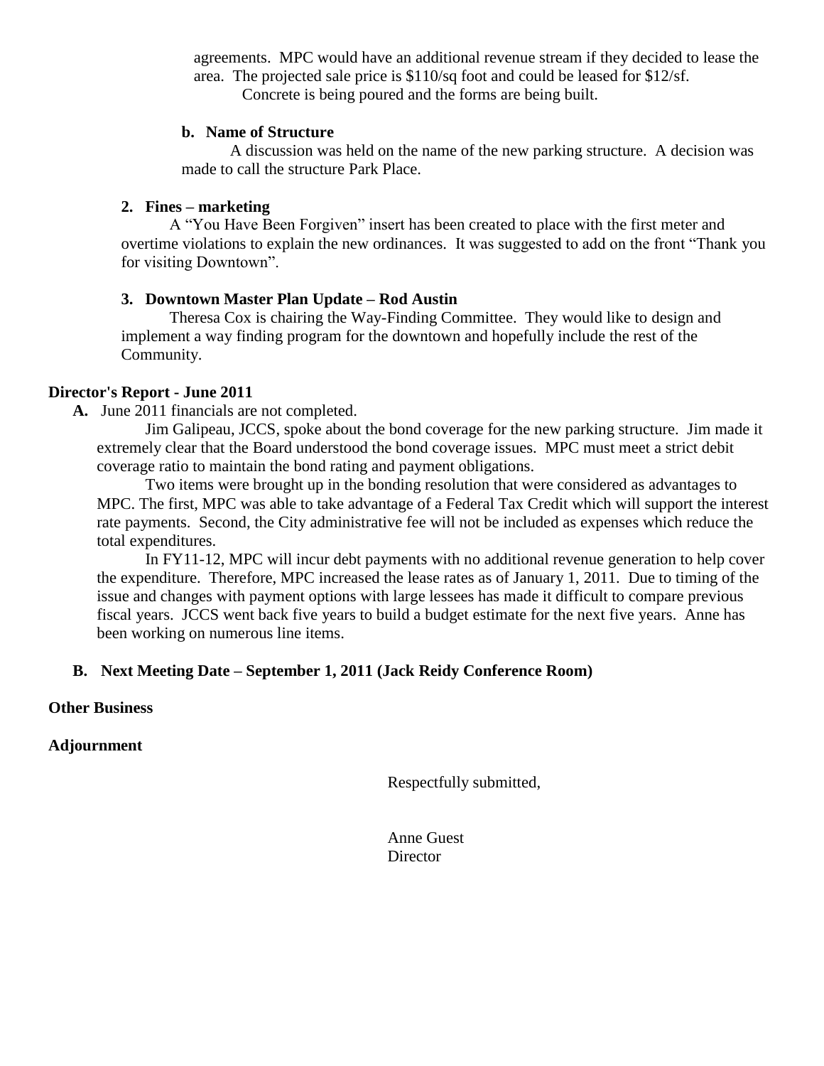agreements. MPC would have an additional revenue stream if they decided to lease the area. The projected sale price is $110/sq foot and could be leased for $12/sf.
Concrete is being poured and the forms are being built.

**b. Name of Structure**

A discussion was held on the name of the new parking structure. A decision was made to call the structure Park Place.

**2. Fines – marketing**

A "You Have Been Forgiven" insert has been created to place with the first meter and overtime violations to explain the new ordinances. It was suggested to add on the front "Thank you for visiting Downtown".

**3. Downtown Master Plan Update – Rod Austin**

Theresa Cox is chairing the Way-Finding Committee. They would like to design and implement a way finding program for the downtown and hopefully include the rest of the Community.

**Director's Report - June 2011**

**A.** June 2011 financials are not completed.

Jim Galipeau, JCCS, spoke about the bond coverage for the new parking structure. Jim made it extremely clear that the Board understood the bond coverage issues. MPC must meet a strict debit coverage ratio to maintain the bond rating and payment obligations.

Two items were brought up in the bonding resolution that were considered as advantages to MPC. The first, MPC was able to take advantage of a Federal Tax Credit which will support the interest rate payments. Second, the City administrative fee will not be included as expenses which reduce the total expenditures.

In FY11-12, MPC will incur debt payments with no additional revenue generation to help cover the expenditure. Therefore, MPC increased the lease rates as of January 1, 2011. Due to timing of the issue and changes with payment options with large lessees has made it difficult to compare previous fiscal years. JCCS went back five years to build a budget estimate for the next five years. Anne has been working on numerous line items.

**B. Next Meeting Date – September 1, 2011 (Jack Reidy Conference Room)**

**Other Business**

**Adjournment**

Respectfully submitted,

Anne Guest
Director